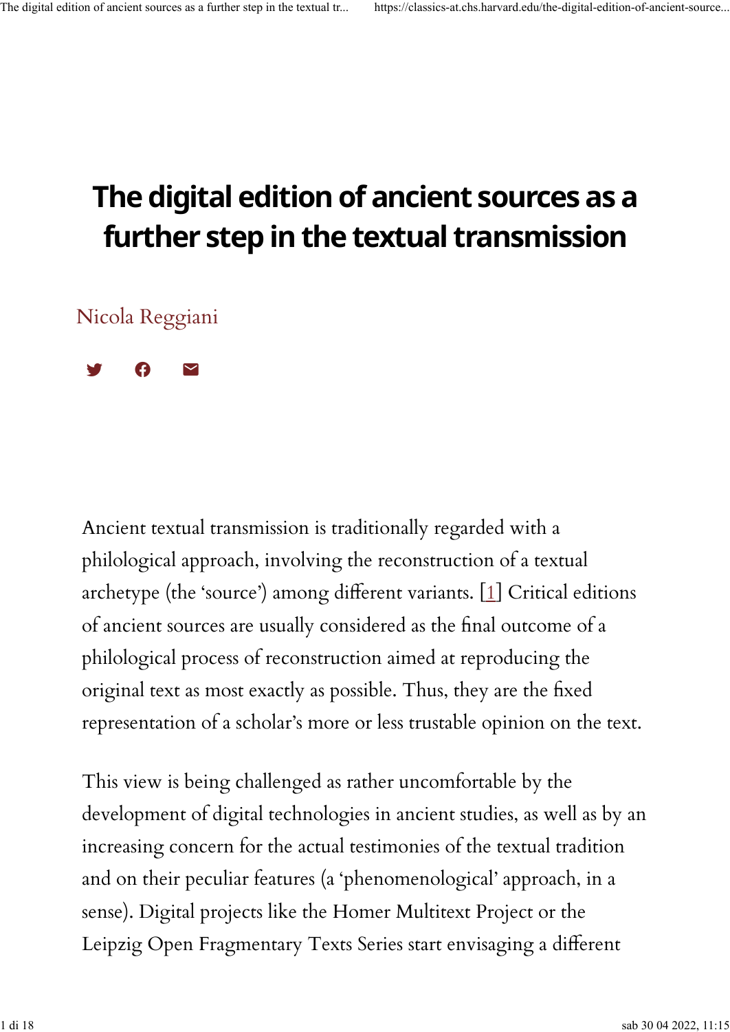# The digital edition of ancient sources as a further step in the textual transmission

Nicola Reggiani

Ancient textual transmission is traditionally regarded with a philological approach, involving the reconstruction of a textual archetype (the 'source') among different variants. [1] Critical editions of ancient sources are usually considered as the final outcome of a philological process of reconstruction aimed at reproducing the original text as most exactly as possible. Thus, they are the fixed representation of a scholar's more or less trustable opinion on the text.

This view is being challenged as rather uncomfortable by the development of digital technologies in ancient studies, as well as by an increasing concern for the actual testimonies of the textual tradition and on their peculiar features (a 'phenomenological' approach, in a sense). Digital projects like the Homer Multitext Project or the Leipzig Open Fragmentary Texts Series start envisaging a different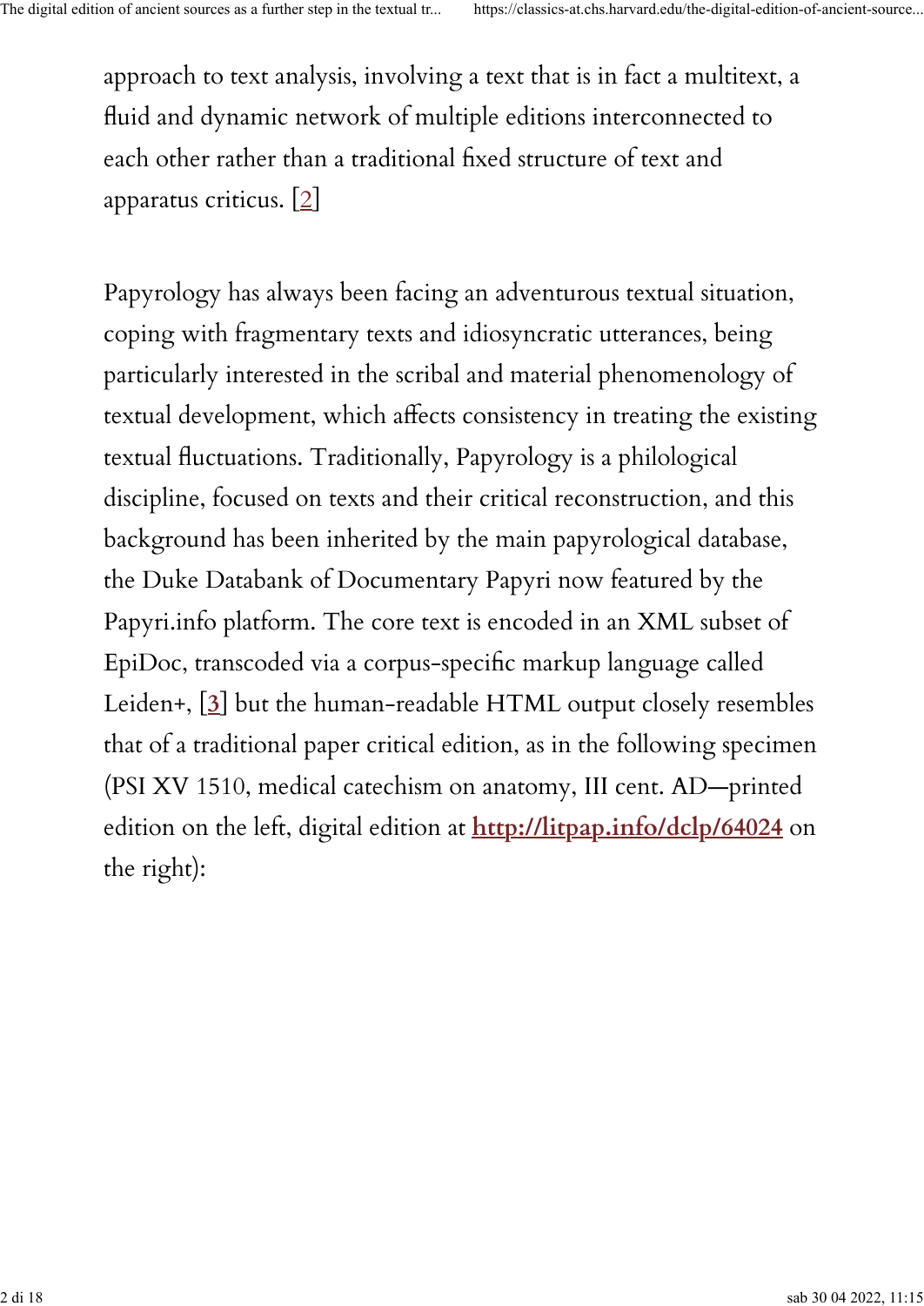approach to text analysis, involving a text that is in fact a multitext, a fluid and dynamic network of multiple editions interconnected to each other rather than a traditional fixed structure of text and apparatus criticus. [2]

Papyrology has always been facing an adventurous textual situation, coping with fragmentary texts and idiosyncratic utterances, being particularly interested in the scribal and material phenomenology of textual development, which affects consistency in treating the existing textual fluctuations. Traditionally, Papyrology is a philological discipline, focused on texts and their critical reconstruction, and this background has been inherited by the main papyrological database, the Duke Databank of Documentary Papyri now featured by the Papyri.info platform. The core text is encoded in an XML subset of EpiDoc, transcoded via a corpus-specific markup language called Leiden+, [3] but the human-readable HTML output closely resembles that of a traditional paper critical edition, as in the following specimen (PSI XV 1510, medical catechism on anatomy, III cent. AD—printed edition on the left, digital edition at **http://litpap.info/dclp/64024** on the right):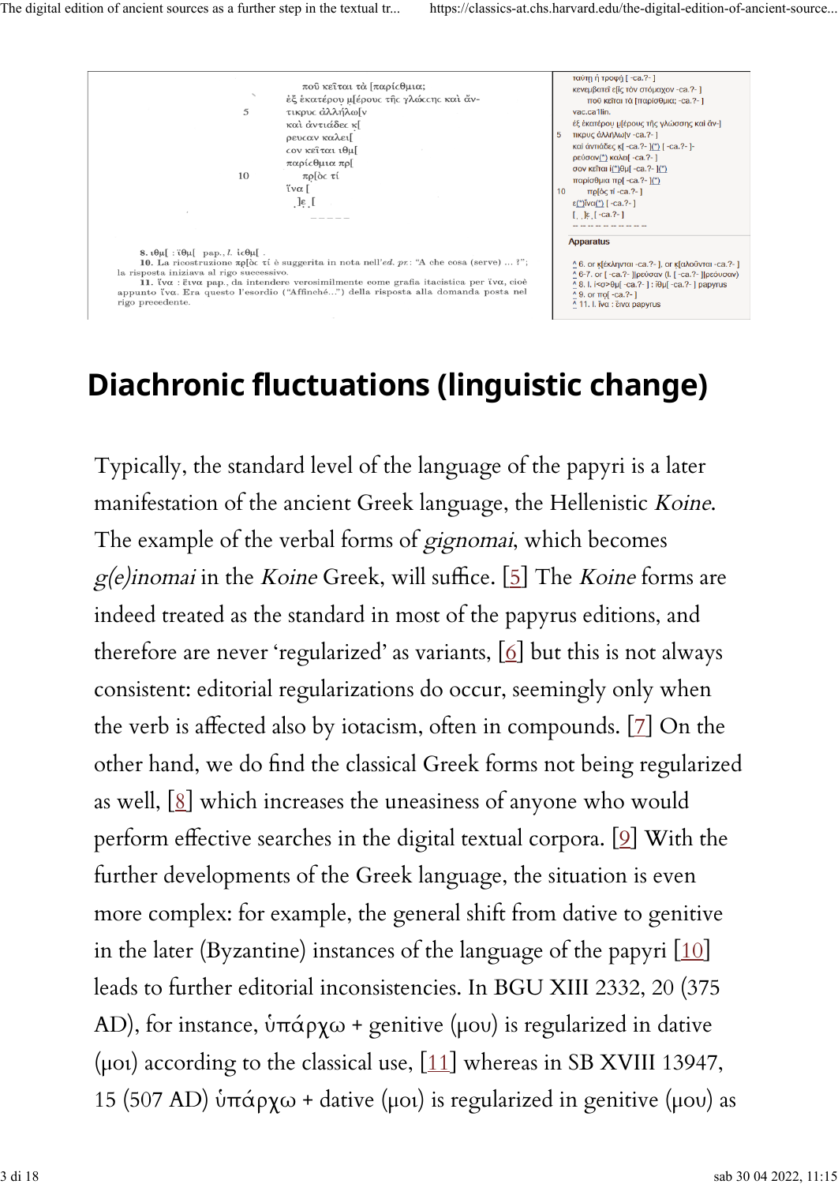ποῦ κεῖται τὰ [παρίσθμια;
ἐξ ἑκατέρου μ[έρους τῆς γλώσσης καὶ ἄν-
5 τικρυς ἀλλήλω[ν
καὶ ἀντιάδες κ[
ρευσαν καλει[
σον κεῖται ιθμ[
παρίσθμια πρ[
10 πρ[ὸς τί
ἵνα [
]ε [

**8.** ιθμ[ : ἴθμ[ pap., *l.* ἰσθμ[ .
**10.** La ricostruzione πρ[ὸς τί è suggerita in nota nell'*ed. pr.*: "A che cosa (serve) ... ?"; la risposta iniziava al rigo successivo.
**11.** ἵνα : εἷνα pap., da intendere verosimilmente come grafia itacistica per ἵνα, cioè appunto ἵνα. Era questo l'esordio ("Affinché...") della risposta alla domanda posta nel rigo precedente.

ταύτη ἡ τροφὴ [ -ca.?- ]
κενεμβατεῖ ε[ἰς τὸν στόμαχον -ca.?- ]
ποῦ κεῖται τὰ [παρίσθμια; -ca.?- ]
vac.ca1lin.
ἐξ ἑκατέρου μ[έρους τῆς γλώσσης καὶ ἄν-]
5 τικρυς ἀλλήλω[ν -ca.?- ]
καὶ ἀντιάδες κ[ -ca.?- ](*) [ -ca.?- ]-
ρεῦσαν(*) καλει[ -ca.?- ]
σον κεῖται ἰ(*)θμ[ -ca.?- ](*)
παρίσθμια πρ[ -ca.?- ](*)
10 πρ[ὸς τί -ca.?- ]
ε(*)ἵνα(*) [ -ca.?- ]
[ . . ]ε . [ -ca.?- ]

**Apparatus**

^ 6. or κ[έκληνται -ca.?- ], or κ[αλοῦνται -ca.?- ]
^ 6-7. or [ -ca.?- ]ρεῦσαν (l. [ -ca.?- ]ρεύουσαν)
^ 8. l. ἰ<σ>θμ[ -ca.?- ] : ἴθμ[ -ca.?- ] papyrus
^ 9. or πρ[ -ca.?- ]
^ 11. l. ἵνα : εἶνα papyrus

## Diachronic fluctuations (linguistic change)

Typically, the standard level of the language of the papyri is a later manifestation of the ancient Greek language, the Hellenistic *Koine*. The example of the verbal forms of *gignomai*, which becomes *g(e)inomai* in the *Koine* Greek, will suffice. [5] The *Koine* forms are indeed treated as the standard in most of the papyrus editions, and therefore are never 'regularized' as variants, [6] but this is not always consistent: editorial regularizations do occur, seemingly only when the verb is affected also by iotacism, often in compounds. [7] On the other hand, we do find the classical Greek forms not being regularized as well, [8] which increases the uneasiness of anyone who would perform effective searches in the digital textual corpora. [9] With the further developments of the Greek language, the situation is even more complex: for example, the general shift from dative to genitive in the later (Byzantine) instances of the language of the papyri [10] leads to further editorial inconsistencies. In BGU XIII 2332, 20 (375 AD), for instance, ὑπάρχω + genitive (μου) is regularized in dative (μοι) according to the classical use, [11] whereas in SB XVIII 13947, 15 (507 AD) ὑπάρχω + dative (μοι) is regularized in genitive (μου) as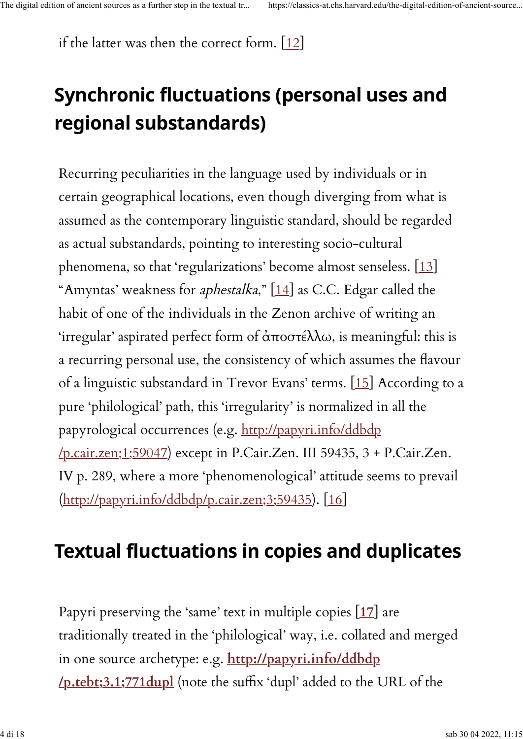if the latter was then the correct form. [12]

## Synchronic fluctuations (personal uses and regional substandards)

Recurring peculiarities in the language used by individuals or in certain geographical locations, even though diverging from what is assumed as the contemporary linguistic standard, should be regarded as actual substandards, pointing to interesting socio-cultural phenomena, so that 'regularizations' become almost senseless. [13] "Amyntas' weakness for *aphestalka*," [14] as C.C. Edgar called the habit of one of the individuals in the Zenon archive of writing an 'irregular' aspirated perfect form of ἀποστέλλω, is meaningful: this is a recurring personal use, the consistency of which assumes the flavour of a linguistic substandard in Trevor Evans' terms. [15] According to a pure 'philological' path, this 'irregularity' is normalized in all the papyrological occurrences (e.g. http://papyri.info/ddbdp/p.cair.zen;1;59047) except in P.Cair.Zen. III 59435, 3 + P.Cair.Zen. IV p. 289, where a more 'phenomenological' attitude seems to prevail (http://papyri.info/ddbdp/p.cair.zen;3;59435). [16]

## Textual fluctuations in copies and duplicates

Papyri preserving the 'same' text in multiple copies [17] are traditionally treated in the 'philological' way, i.e. collated and merged in one source archetype: e.g. **http://papyri.info/ddbdp/p.tebt;3.1;771dupl** (note the suffix 'dupl' added to the URL of the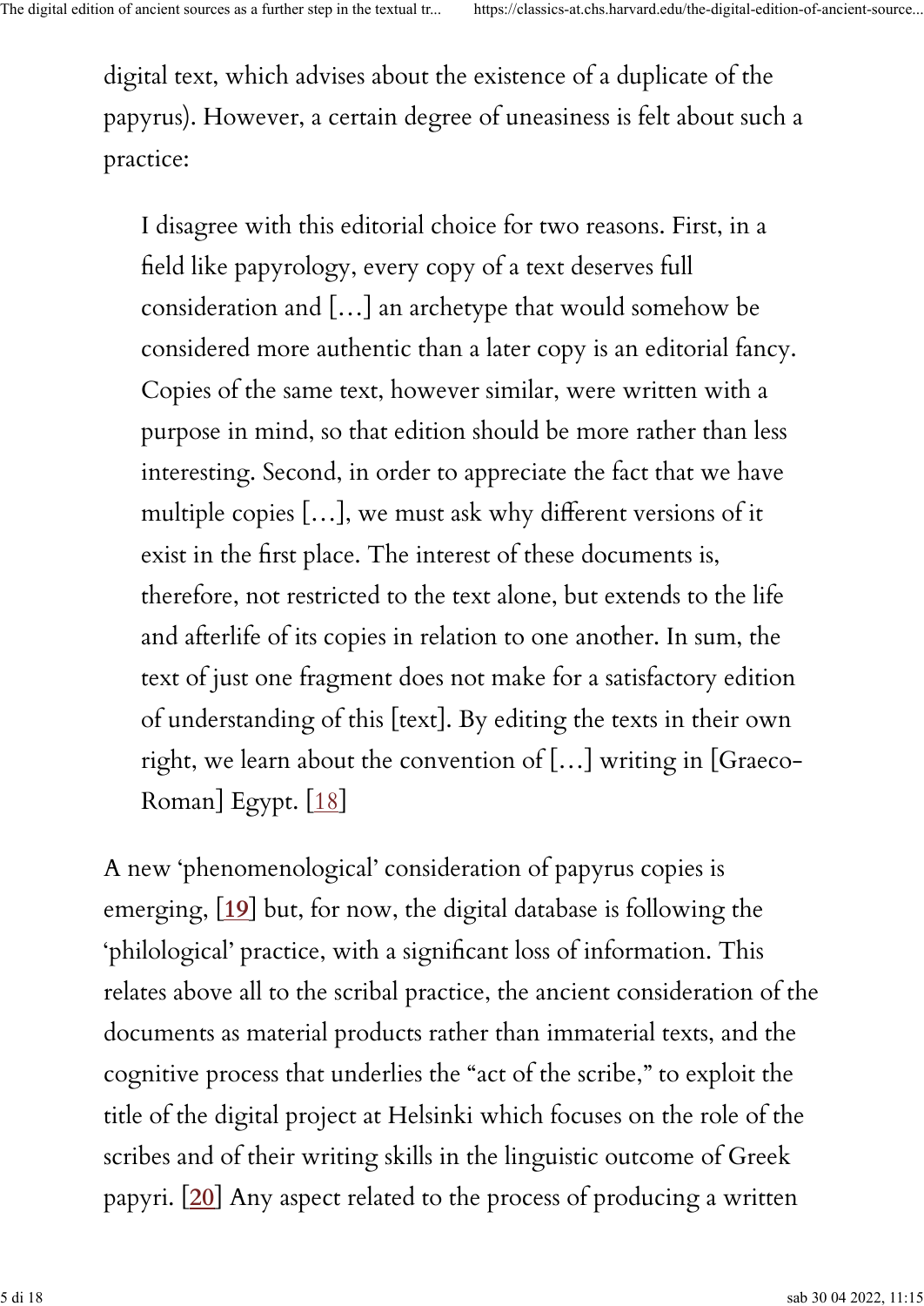digital text, which advises about the existence of a duplicate of the papyrus). However, a certain degree of uneasiness is felt about such a practice:

> I disagree with this editorial choice for two reasons. First, in a field like papyrology, every copy of a text deserves full consideration and […] an archetype that would somehow be considered more authentic than a later copy is an editorial fancy. Copies of the same text, however similar, were written with a purpose in mind, so that edition should be more rather than less interesting. Second, in order to appreciate the fact that we have multiple copies […], we must ask why different versions of it exist in the first place. The interest of these documents is, therefore, not restricted to the text alone, but extends to the life and afterlife of its copies in relation to one another. In sum, the text of just one fragment does not make for a satisfactory edition of understanding of this [text]. By editing the texts in their own right, we learn about the convention of […] writing in [Graeco-Roman] Egypt. [18]

A new 'phenomenological' consideration of papyrus copies is emerging, [19] but, for now, the digital database is following the 'philological' practice, with a significant loss of information. This relates above all to the scribal practice, the ancient consideration of the documents as material products rather than immaterial texts, and the cognitive process that underlies the "act of the scribe," to exploit the title of the digital project at Helsinki which focuses on the role of the scribes and of their writing skills in the linguistic outcome of Greek papyri. [20] Any aspect related to the process of producing a written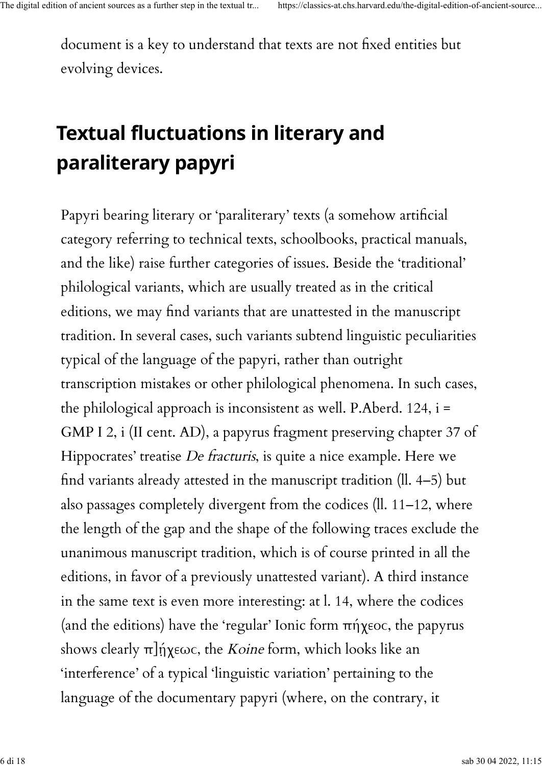document is a key to understand that texts are not fixed entities but evolving devices.

## Textual fluctuations in literary and paraliterary papyri

Papyri bearing literary or 'paraliterary' texts (a somehow artificial category referring to technical texts, schoolbooks, practical manuals, and the like) raise further categories of issues. Beside the 'traditional' philological variants, which are usually treated as in the critical editions, we may find variants that are unattested in the manuscript tradition. In several cases, such variants subtend linguistic peculiarities typical of the language of the papyri, rather than outright transcription mistakes or other philological phenomena. In such cases, the philological approach is inconsistent as well. P.Aberd. 124, i = GMP I 2, i (II cent. AD), a papyrus fragment preserving chapter 37 of Hippocrates' treatise *De fracturis*, is quite a nice example. Here we find variants already attested in the manuscript tradition (ll. 4–5) but also passages completely divergent from the codices (ll. 11–12, where the length of the gap and the shape of the following traces exclude the unanimous manuscript tradition, which is of course printed in all the editions, in favor of a previously unattested variant). A third instance in the same text is even more interesting: at l. 14, where the codices (and the editions) have the 'regular' Ionic form πήχεος, the papyrus shows clearly π]ή̣χεως, the *Koine* form, which looks like an 'interference' of a typical 'linguistic variation' pertaining to the language of the documentary papyri (where, on the contrary, it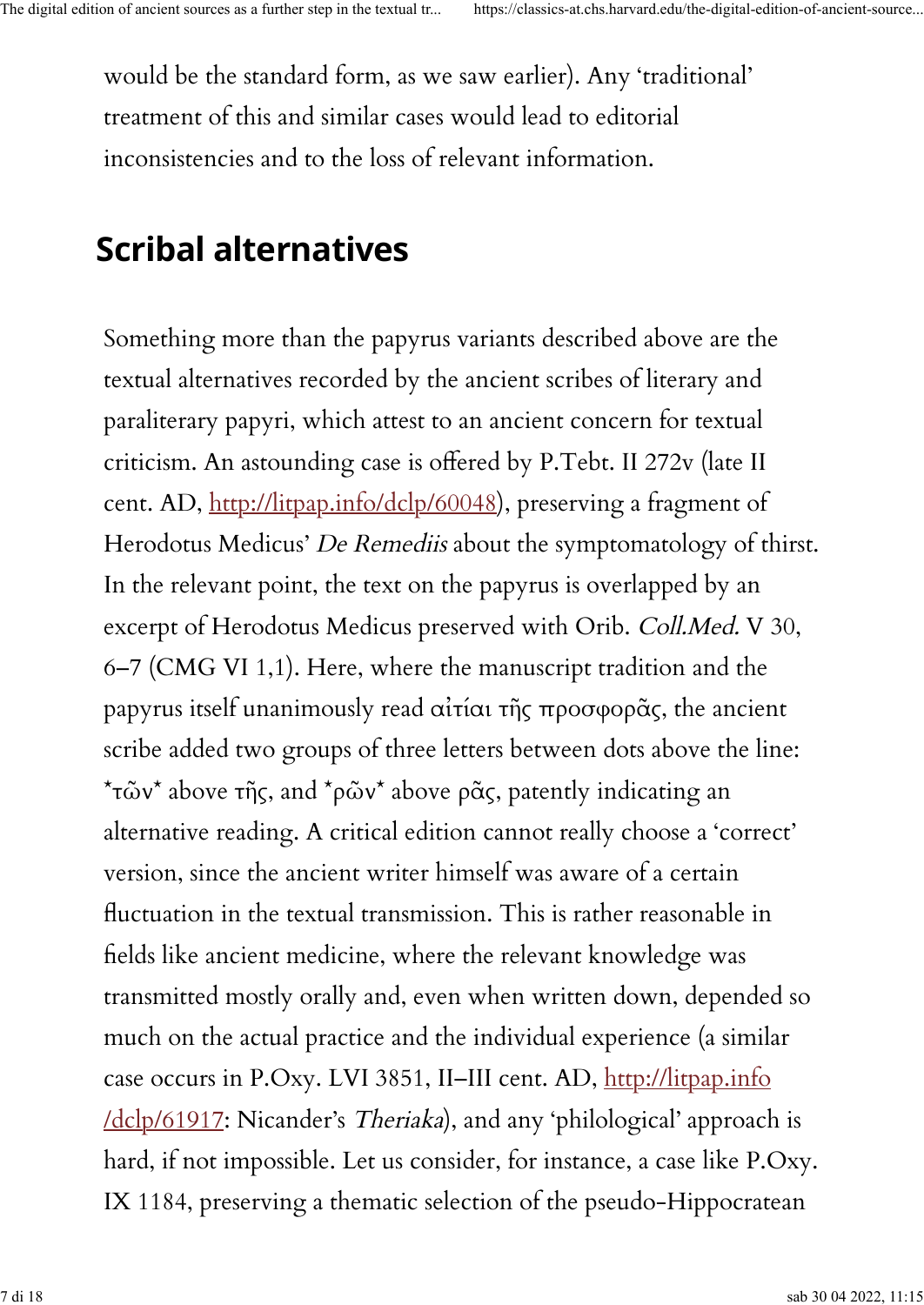would be the standard form, as we saw earlier). Any 'traditional' treatment of this and similar cases would lead to editorial inconsistencies and to the loss of relevant information.

## Scribal alternatives

Something more than the papyrus variants described above are the textual alternatives recorded by the ancient scribes of literary and paraliterary papyri, which attest to an ancient concern for textual criticism. An astounding case is offered by P.Tebt. II 272v (late II cent. AD, [http://litpap.info/dclp/60048](http://litpap.info/dclp/60048)), preserving a fragment of Herodotus Medicus' *De Remediis* about the symptomatology of thirst. In the relevant point, the text on the papyrus is overlapped by an excerpt of Herodotus Medicus preserved with Orib. *Coll.Med.* V 30, 6–7 (CMG VI 1,1). Here, where the manuscript tradition and the papyrus itself unanimously read αἰτίαι τῆς προσφορᾶς, the ancient scribe added two groups of three letters between dots above the line: ˙τῶν˙ above τῆς, and ˙ρῶν˙ above ρᾶς, patently indicating an alternative reading. A critical edition cannot really choose a 'correct' version, since the ancient writer himself was aware of a certain fluctuation in the textual transmission. This is rather reasonable in fields like ancient medicine, where the relevant knowledge was transmitted mostly orally and, even when written down, depended so much on the actual practice and the individual experience (a similar case occurs in P.Oxy. LVI 3851, II–III cent. AD, [http://litpap.info/dclp/61917](http://litpap.info/dclp/61917): Nicander's *Theriaka*), and any 'philological' approach is hard, if not impossible. Let us consider, for instance, a case like P.Oxy. IX 1184, preserving a thematic selection of the pseudo-Hippocratean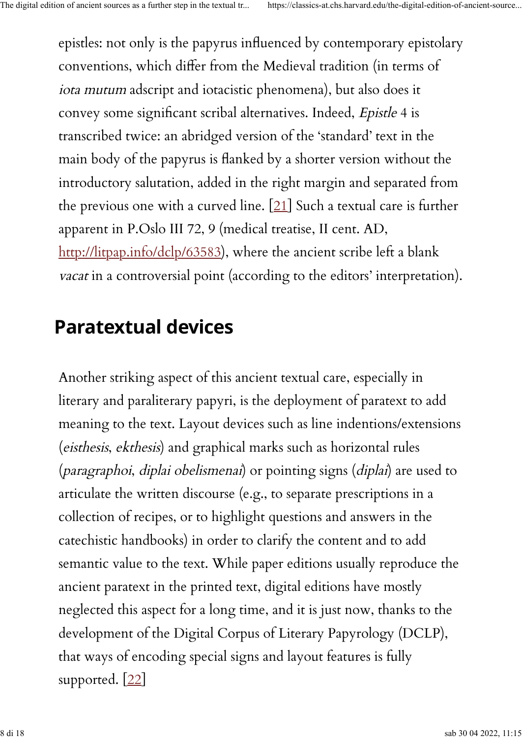epistles: not only is the papyrus influenced by contemporary epistolary conventions, which differ from the Medieval tradition (in terms of *iota mutum* adscript and iotacistic phenomena), but also does it convey some significant scribal alternatives. Indeed, *Epistle* 4 is transcribed twice: an abridged version of the 'standard' text in the main body of the papyrus is flanked by a shorter version without the introductory salutation, added in the right margin and separated from the previous one with a curved line. [21] Such a textual care is further apparent in P.Oslo III 72, 9 (medical treatise, II cent. AD, http://litpap.info/dclp/63583), where the ancient scribe left a blank *vacat* in a controversial point (according to the editors' interpretation).

## Paratextual devices

Another striking aspect of this ancient textual care, especially in literary and paraliterary papyri, is the deployment of paratext to add meaning to the text. Layout devices such as line indentions/extensions (*eisthesis*, *ekthesis*) and graphical marks such as horizontal rules (*paragraphoi*, *diplai obelismenai*) or pointing signs (*diplai*) are used to articulate the written discourse (e.g., to separate prescriptions in a collection of recipes, or to highlight questions and answers in the catechistic handbooks) in order to clarify the content and to add semantic value to the text. While paper editions usually reproduce the ancient paratext in the printed text, digital editions have mostly neglected this aspect for a long time, and it is just now, thanks to the development of the Digital Corpus of Literary Papyrology (DCLP), that ways of encoding special signs and layout features is fully supported. [22]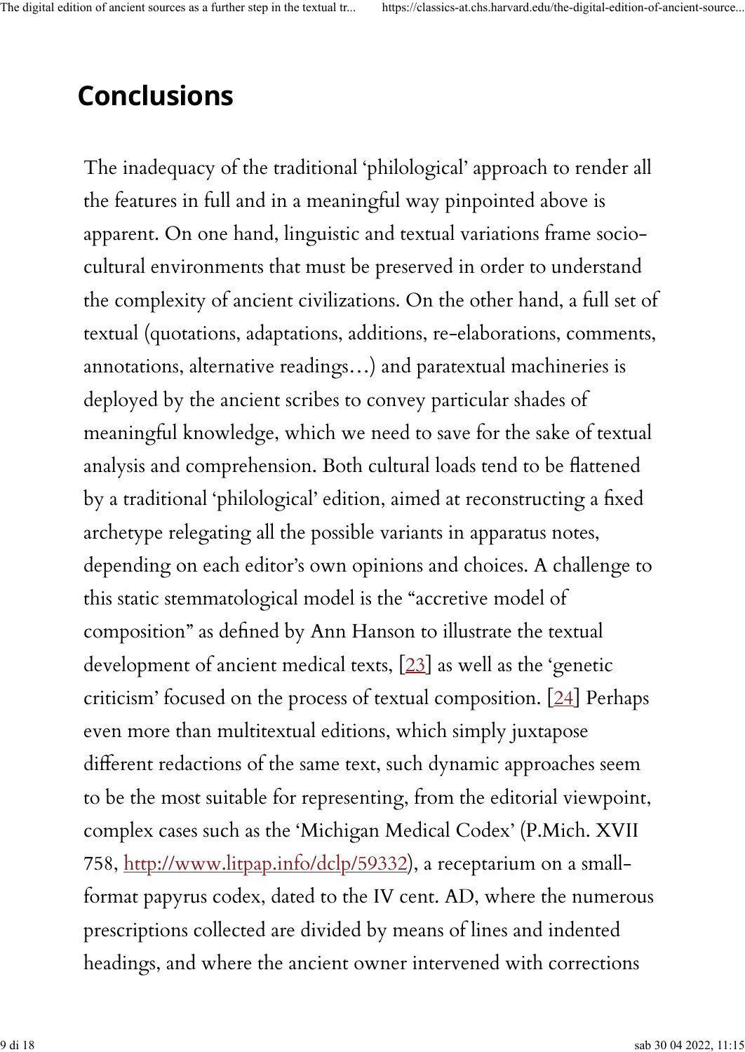## Conclusions

The inadequacy of the traditional 'philological' approach to render all the features in full and in a meaningful way pinpointed above is apparent. On one hand, linguistic and textual variations frame socio-cultural environments that must be preserved in order to understand the complexity of ancient civilizations. On the other hand, a full set of textual (quotations, adaptations, additions, re-elaborations, comments, annotations, alternative readings…) and paratextual machineries is deployed by the ancient scribes to convey particular shades of meaningful knowledge, which we need to save for the sake of textual analysis and comprehension. Both cultural loads tend to be flattened by a traditional 'philological' edition, aimed at reconstructing a fixed archetype relegating all the possible variants in apparatus notes, depending on each editor's own opinions and choices. A challenge to this static stemmatological model is the "accretive model of composition" as defined by Ann Hanson to illustrate the textual development of ancient medical texts, [23] as well as the 'genetic criticism' focused on the process of textual composition. [24] Perhaps even more than multitextual editions, which simply juxtapose different redactions of the same text, such dynamic approaches seem to be the most suitable for representing, from the editorial viewpoint, complex cases such as the 'Michigan Medical Codex' (P.Mich. XVII 758, http://www.litpap.info/dclp/59332), a receptarium on a small-format papyrus codex, dated to the IV cent. AD, where the numerous prescriptions collected are divided by means of lines and indented headings, and where the ancient owner intervened with corrections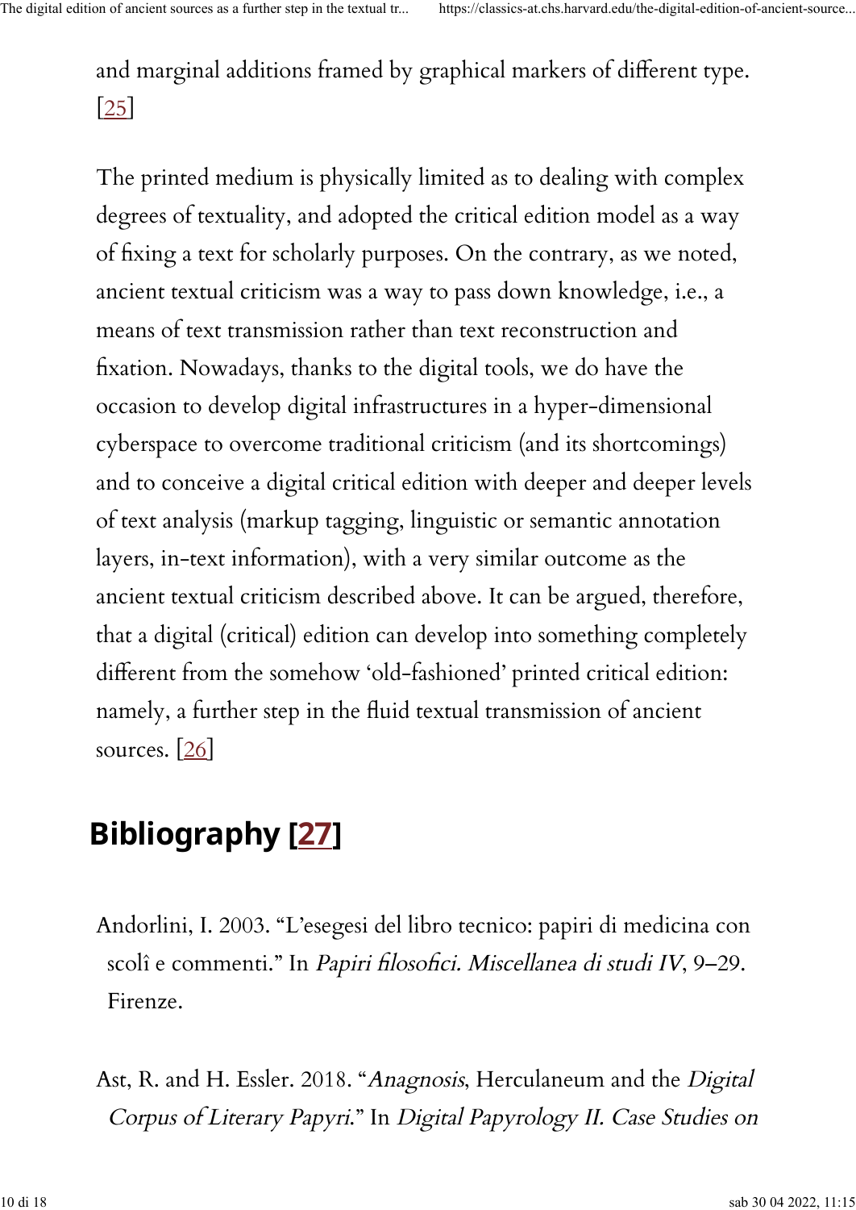and marginal additions framed by graphical markers of different type. [25]

The printed medium is physically limited as to dealing with complex degrees of textuality, and adopted the critical edition model as a way of fixing a text for scholarly purposes. On the contrary, as we noted, ancient textual criticism was a way to pass down knowledge, i.e., a means of text transmission rather than text reconstruction and fixation. Nowadays, thanks to the digital tools, we do have the occasion to develop digital infrastructures in a hyper-dimensional cyberspace to overcome traditional criticism (and its shortcomings) and to conceive a digital critical edition with deeper and deeper levels of text analysis (markup tagging, linguistic or semantic annotation layers, in-text information), with a very similar outcome as the ancient textual criticism described above. It can be argued, therefore, that a digital (critical) edition can develop into something completely different from the somehow 'old-fashioned' printed critical edition: namely, a further step in the fluid textual transmission of ancient sources. [26]

## Bibliography [27]

Andorlini, I. 2003. "L'esegesi del libro tecnico: papiri di medicina con scolî e commenti." In *Papiri filosofici. Miscellanea di studi IV*, 9–29. Firenze.

Ast, R. and H. Essler. 2018. "*Anagnosis*, Herculaneum and the *Digital Corpus of Literary Papyri*." In *Digital Papyrology II. Case Studies on*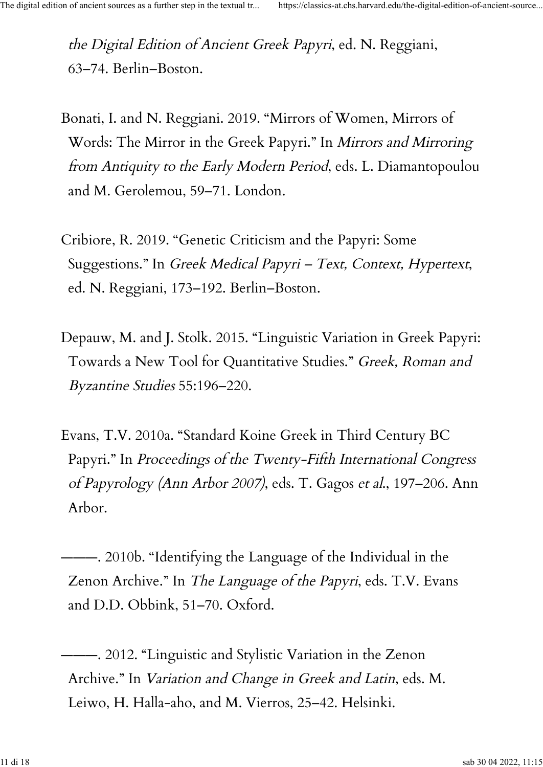*the Digital Edition of Ancient Greek Papyri*, ed. N. Reggiani, 63–74. Berlin–Boston.

Bonati, I. and N. Reggiani. 2019. “Mirrors of Women, Mirrors of Words: The Mirror in the Greek Papyri.” In *Mirrors and Mirroring from Antiquity to the Early Modern Period*, eds. L. Diamantopoulou and M. Gerolemou, 59–71. London.

Cribiore, R. 2019. “Genetic Criticism and the Papyri: Some Suggestions.” In *Greek Medical Papyri – Text, Context, Hypertext*, ed. N. Reggiani, 173–192. Berlin–Boston.

Depauw, M. and J. Stolk. 2015. “Linguistic Variation in Greek Papyri: Towards a New Tool for Quantitative Studies.” *Greek, Roman and Byzantine Studies* 55:196–220.

Evans, T.V. 2010a. “Standard Koine Greek in Third Century BC Papyri.” In *Proceedings of the Twenty-Fifth International Congress of Papyrology (Ann Arbor 2007)*, eds. T. Gagos *et al.*, 197–206. Ann Arbor.

———. 2010b. “Identifying the Language of the Individual in the Zenon Archive.” In *The Language of the Papyri*, eds. T.V. Evans and D.D. Obbink, 51–70. Oxford.

———. 2012. “Linguistic and Stylistic Variation in the Zenon Archive.” In *Variation and Change in Greek and Latin*, eds. M. Leiwo, H. Halla-aho, and M. Vierros, 25–42. Helsinki.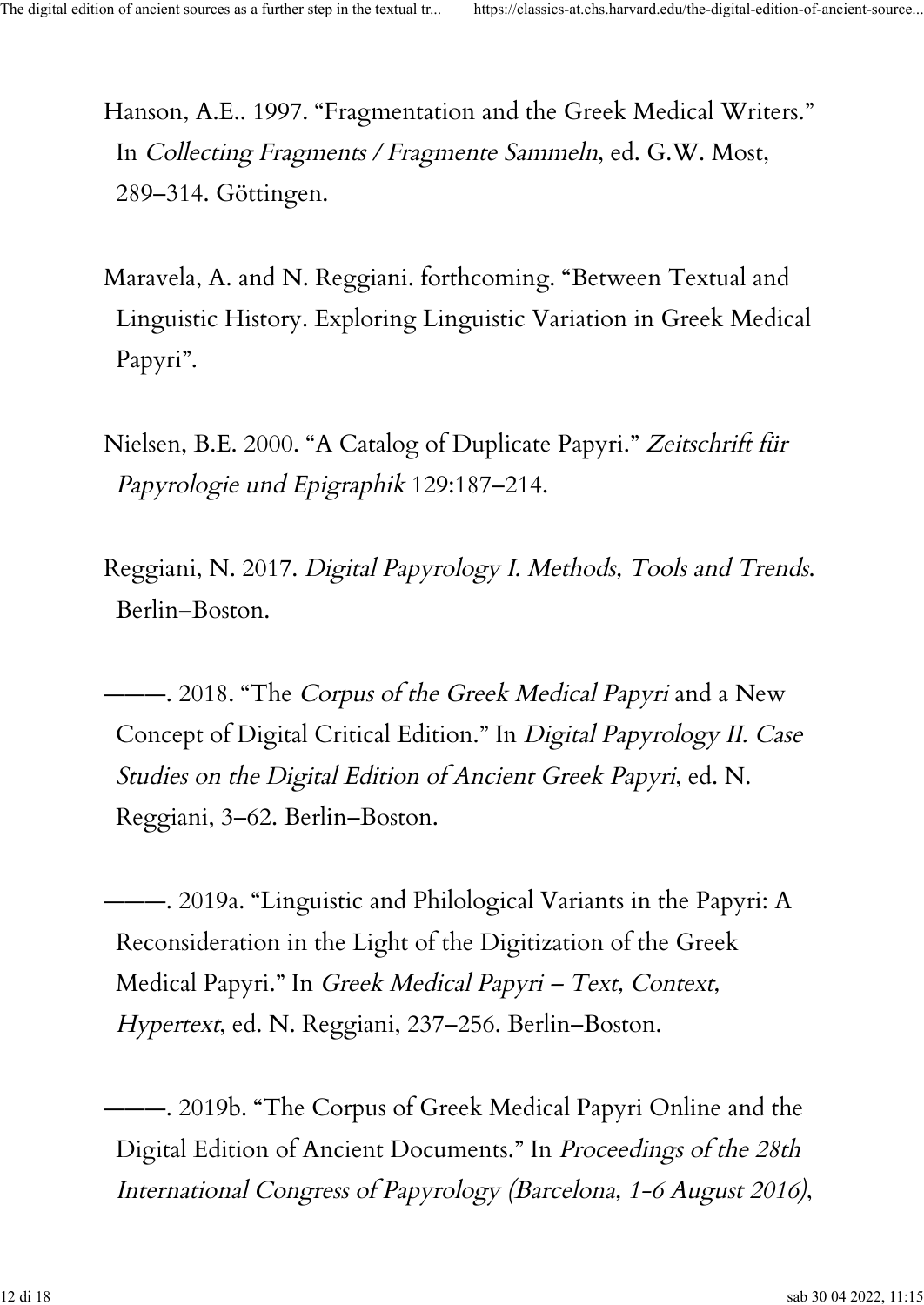Hanson, A.E.. 1997. “Fragmentation and the Greek Medical Writers.” In *Collecting Fragments / Fragmente Sammeln*, ed. G.W. Most, 289–314. Göttingen.

Maravela, A. and N. Reggiani. forthcoming. “Between Textual and Linguistic History. Exploring Linguistic Variation in Greek Medical Papyri”.

Nielsen, B.E. 2000. “A Catalog of Duplicate Papyri.” *Zeitschrift für Papyrologie und Epigraphik* 129:187–214.

Reggiani, N. 2017. *Digital Papyrology I. Methods, Tools and Trends*. Berlin–Boston.

———. 2018. “The *Corpus of the Greek Medical Papyri* and a New Concept of Digital Critical Edition.” In *Digital Papyrology II. Case Studies on the Digital Edition of Ancient Greek Papyri*, ed. N. Reggiani, 3–62. Berlin–Boston.

———. 2019a. “Linguistic and Philological Variants in the Papyri: A Reconsideration in the Light of the Digitization of the Greek Medical Papyri.” In *Greek Medical Papyri – Text, Context, Hypertext*, ed. N. Reggiani, 237–256. Berlin–Boston.

———. 2019b. “The Corpus of Greek Medical Papyri Online and the Digital Edition of Ancient Documents.” In *Proceedings of the 28th International Congress of Papyrology (Barcelona, 1-6 August 2016)*,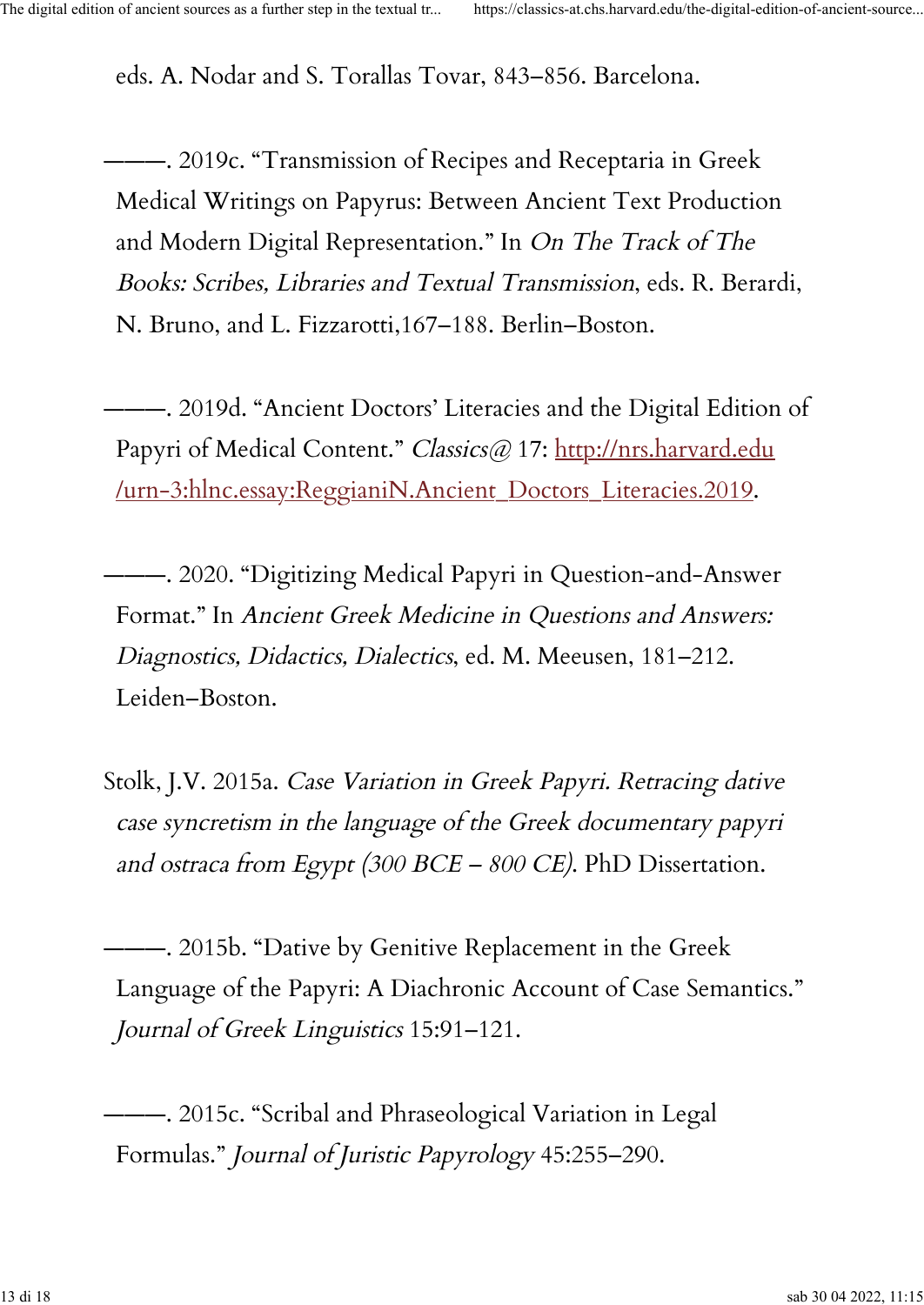eds. A. Nodar and S. Torallas Tovar, 843–856. Barcelona.

———. 2019c. "Transmission of Recipes and Receptaria in Greek Medical Writings on Papyrus: Between Ancient Text Production and Modern Digital Representation." In *On The Track of The Books: Scribes, Libraries and Textual Transmission*, eds. R. Berardi, N. Bruno, and L. Fizzarotti,167–188. Berlin–Boston.

———. 2019d. "Ancient Doctors' Literacies and the Digital Edition of Papyri of Medical Content." *Classics@* 17: [http://nrs.harvard.edu/urn-3:hlnc.essay:ReggianiN.Ancient_Doctors_Literacies.2019](http://nrs.harvard.edu/urn-3:hlnc.essay:ReggianiN.Ancient_Doctors_Literacies.2019).

———. 2020. "Digitizing Medical Papyri in Question-and-Answer Format." In *Ancient Greek Medicine in Questions and Answers: Diagnostics, Didactics, Dialectics*, ed. M. Meeusen, 181–212. Leiden–Boston.

Stolk, J.V. 2015a. *Case Variation in Greek Papyri. Retracing dative case syncretism in the language of the Greek documentary papyri and ostraca from Egypt (300 BCE – 800 CE)*. PhD Dissertation.

———. 2015b. "Dative by Genitive Replacement in the Greek Language of the Papyri: A Diachronic Account of Case Semantics." *Journal of Greek Linguistics* 15:91–121.

———. 2015c. "Scribal and Phraseological Variation in Legal Formulas." *Journal of Juristic Papyrology* 45:255–290.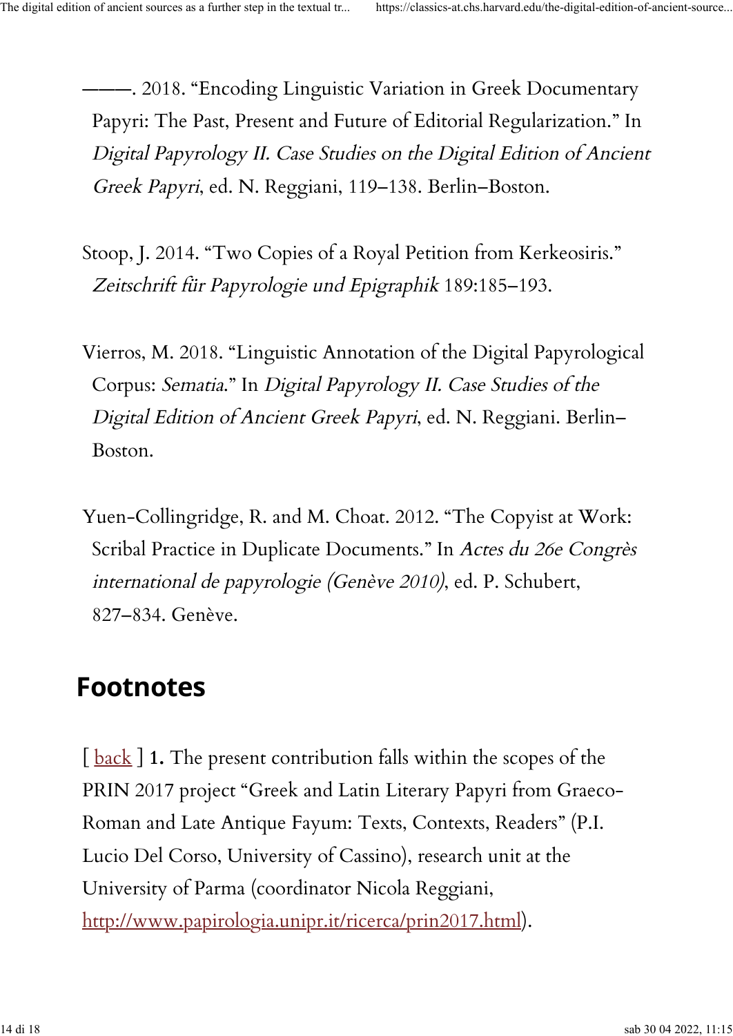———. 2018. “Encoding Linguistic Variation in Greek Documentary Papyri: The Past, Present and Future of Editorial Regularization.” In *Digital Papyrology II. Case Studies on the Digital Edition of Ancient Greek Papyri*, ed. N. Reggiani, 119–138. Berlin–Boston.

Stoop, J. 2014. “Two Copies of a Royal Petition from Kerkeosiris.” *Zeitschrift für Papyrologie und Epigraphik* 189:185–193.

Vierros, M. 2018. “Linguistic Annotation of the Digital Papyrological Corpus: *Sematia*.” In *Digital Papyrology II. Case Studies of the Digital Edition of Ancient Greek Papyri*, ed. N. Reggiani. Berlin–Boston.

Yuen-Collingridge, R. and M. Choat. 2012. “The Copyist at Work: Scribal Practice in Duplicate Documents.” In *Actes du 26e Congrès international de papyrologie (Genève 2010)*, ed. P. Schubert, 827–834. Genève.

## Footnotes

[ back ] **1.** The present contribution falls within the scopes of the PRIN 2017 project “Greek and Latin Literary Papyri from Graeco-Roman and Late Antique Fayum: Texts, Contexts, Readers” (P.I. Lucio Del Corso, University of Cassino), research unit at the University of Parma (coordinator Nicola Reggiani, http://www.papirologia.unipr.it/ricerca/prin2017.html).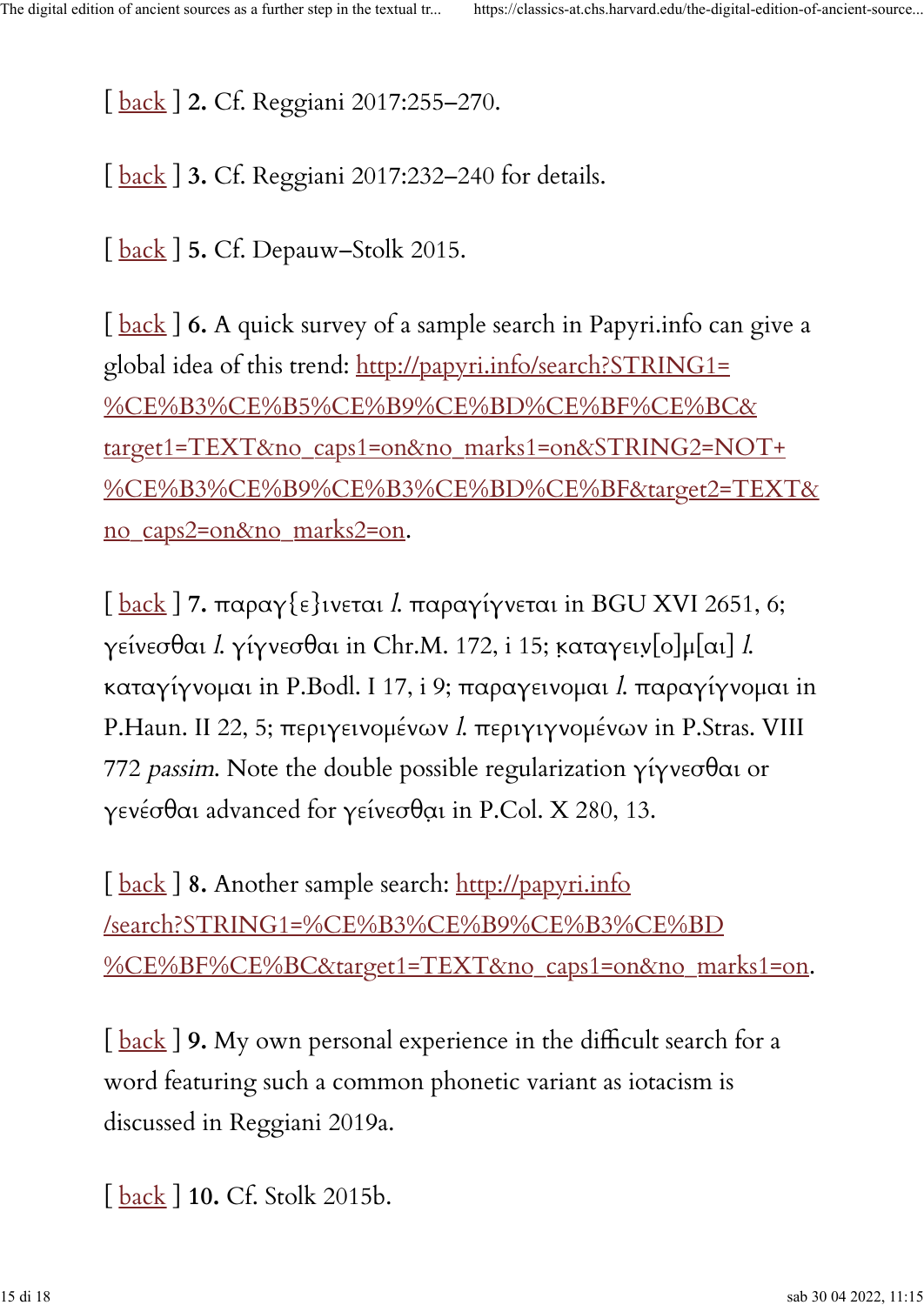[ back ] **2.** Cf. Reggiani 2017:255–270.

[ back ] **3.** Cf. Reggiani 2017:232–240 for details.

[ back ] **5.** Cf. Depauw–Stolk 2015.

[ back ] **6.** A quick survey of a sample search in Papyri.info can give a global idea of this trend: http://papyri.info/search?STRING1=%CE%B3%CE%B5%CE%B9%CE%BD%CE%BF%CE%BC&target1=TEXT&no_caps1=on&no_marks1=on&STRING2=NOT+%CE%B3%CE%B9%CE%B3%CE%BD%CE%BF&target2=TEXT&no_caps2=on&no_marks2=on.

[ back ] **7.** παραγ{ε}ινεται *l.* παραγίγνεται in BGU XVI 2651, 6; γείνεσθαι *l.* γίγνεσθαι in Chr.M. 172, i 15; καταγειν̣[ο]μ[αι] *l.* καταγίγνομαι in P.Bodl. I 17, i 9; παραγεινομαι *l.* παραγίγνομαι in P.Haun. II 22, 5; περιγεινομένων *l.* περιγιγνομένων in P.Stras. VIII 772 *passim*. Note the double possible regularization γίγνεσθαι or γενέσθαι advanced for γείνεσθα̣ι in P.Col. X 280, 13.

[ back ] **8.** Another sample search: http://papyri.info/search?STRING1=%CE%B3%CE%B9%CE%B3%CE%BD%CE%BF%CE%BC&target1=TEXT&no_caps1=on&no_marks1=on.

[ back ] **9.** My own personal experience in the difficult search for a word featuring such a common phonetic variant as iotacism is discussed in Reggiani 2019a.

[ back ] **10.** Cf. Stolk 2015b.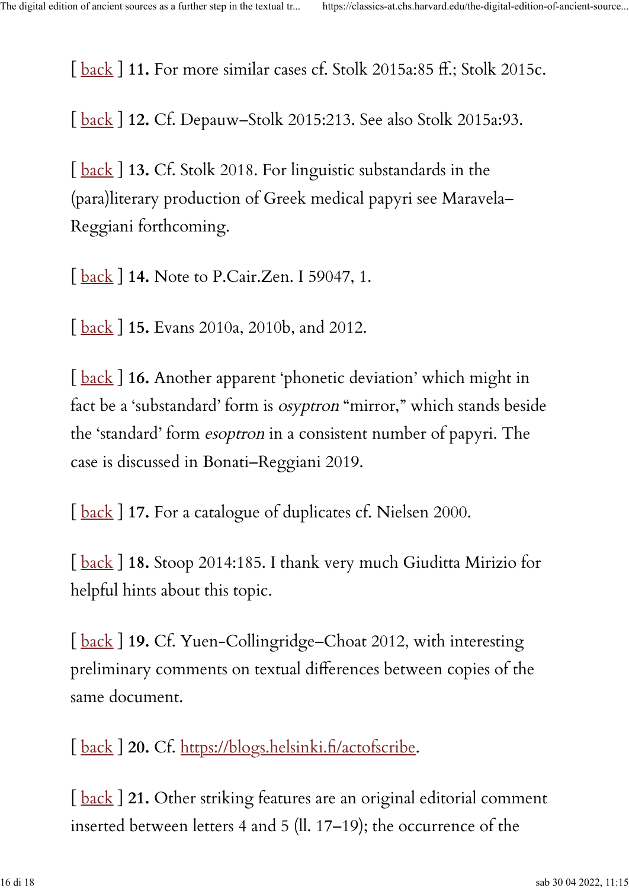[ back ] **11.** For more similar cases cf. Stolk 2015a:85 ff.; Stolk 2015c.

[ back ] **12.** Cf. Depauw–Stolk 2015:213. See also Stolk 2015a:93.

[ back ] **13.** Cf. Stolk 2018. For linguistic substandards in the (para)literary production of Greek medical papyri see Maravela–Reggiani forthcoming.

[ back ] **14.** Note to P.Cair.Zen. I 59047, 1.

[ back ] **15.** Evans 2010a, 2010b, and 2012.

[ back ] **16.** Another apparent 'phonetic deviation' which might in fact be a 'substandard' form is *osyptron* "mirror," which stands beside the 'standard' form *esoptron* in a consistent number of papyri. The case is discussed in Bonati–Reggiani 2019.

[ back ] **17.** For a catalogue of duplicates cf. Nielsen 2000.

[ back ] **18.** Stoop 2014:185. I thank very much Giuditta Mirizio for helpful hints about this topic.

[ back ] **19.** Cf. Yuen-Collingridge–Choat 2012, with interesting preliminary comments on textual differences between copies of the same document.

[ back ] **20.** Cf. https://blogs.helsinki.fi/actofscribe.

[ back ] **21.** Other striking features are an original editorial comment inserted between letters 4 and 5 (ll. 17–19); the occurrence of the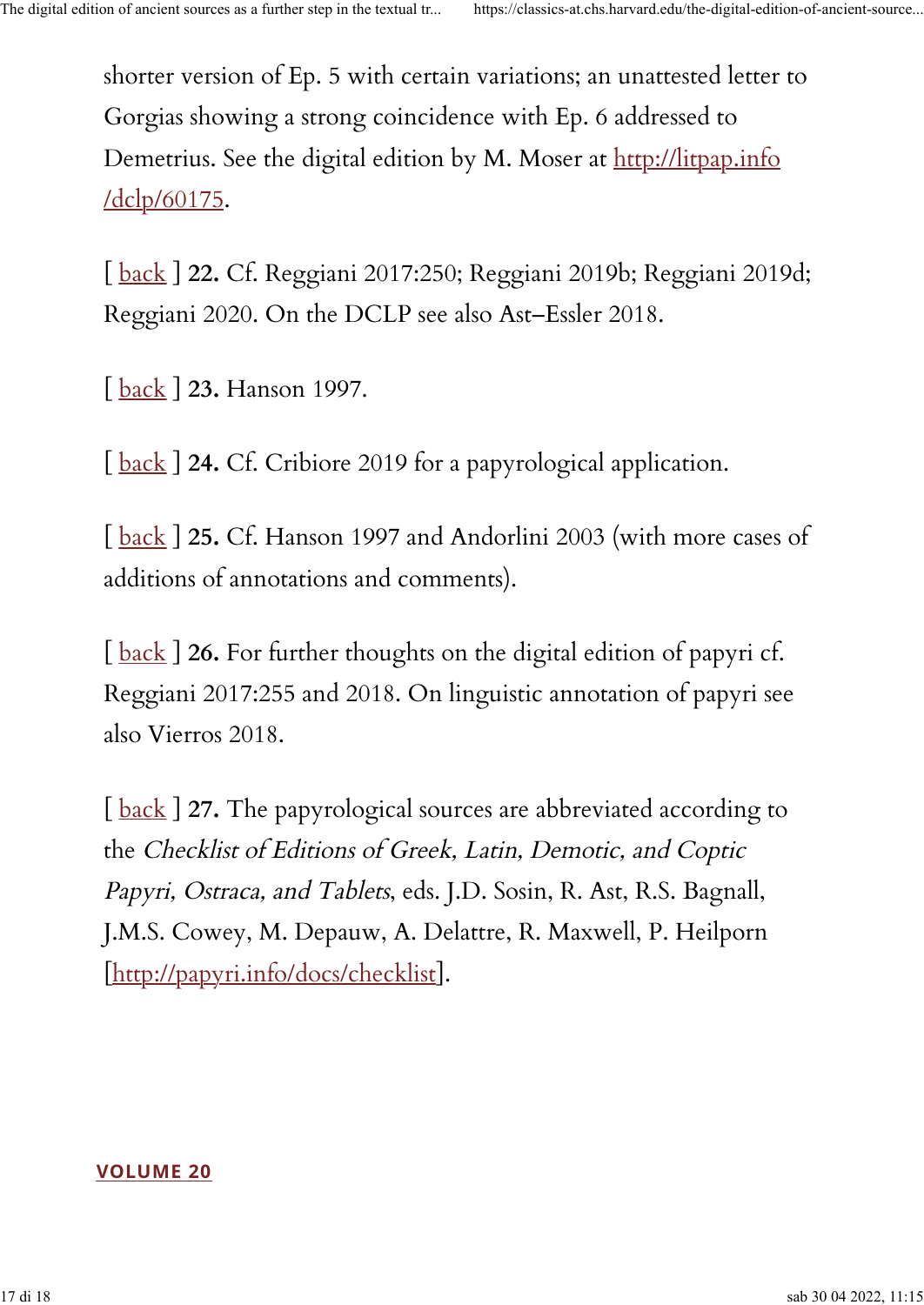shorter version of Ep. 5 with certain variations; an unattested letter to Gorgias showing a strong coincidence with Ep. 6 addressed to Demetrius. See the digital edition by M. Moser at [http://litpap.info/dclp/60175](http://litpap.info/dclp/60175).

[ back ] **22.** Cf. Reggiani 2017:250; Reggiani 2019b; Reggiani 2019d; Reggiani 2020. On the DCLP see also Ast–Essler 2018.

[ back ] **23.** Hanson 1997.

[ back ] **24.** Cf. Cribiore 2019 for a papyrological application.

[ back ] **25.** Cf. Hanson 1997 and Andorlini 2003 (with more cases of additions of annotations and comments).

[ back ] **26.** For further thoughts on the digital edition of papyri cf. Reggiani 2017:255 and 2018. On linguistic annotation of papyri see also Vierros 2018.

[ back ] **27.** The papyrological sources are abbreviated according to the *Checklist of Editions of Greek, Latin, Demotic, and Coptic Papyri, Ostraca, and Tablets*, eds. J.D. Sosin, R. Ast, R.S. Bagnall, J.M.S. Cowey, M. Depauw, A. Delattre, R. Maxwell, P. Heilporn [[http://papyri.info/docs/checklist](http://papyri.info/docs/checklist)].

**VOLUME 20**